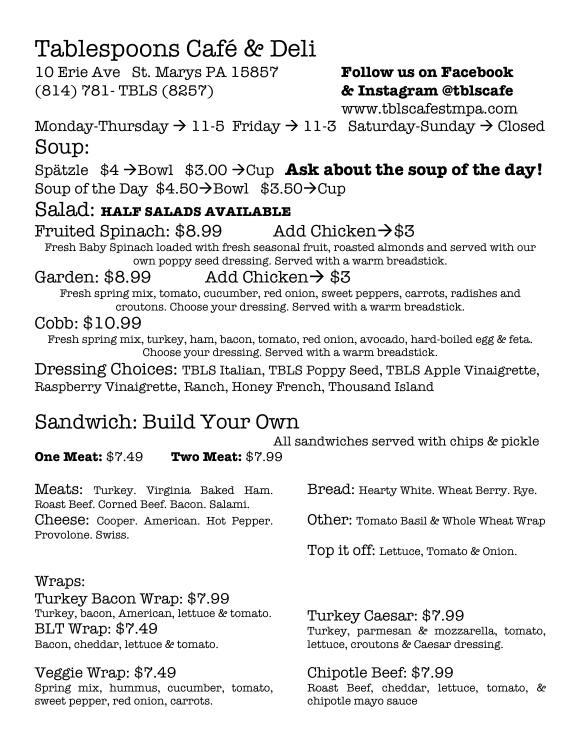# Tablespoons Café & Deli

10 Erie Ave St. Marys PA 15857
(814) 781- TBLS (8257)

**Follow us on Facebook**
**& Instagram @tblscafe**
www.tblscafestmpa.com

Monday-Thursday → 11-5 Friday → 11-3 Saturday-Sunday → Closed

## Soup:

Spätzle $4 →Bowl $3.00 →Cup **Ask about the soup of the day!**
Soup of the Day $4.50→Bowl $3.50→Cup

## Salad: **HALF SALADS AVAILABLE**

### Fruited Spinach: $8.99 Add Chicken→$3

Fresh Baby Spinach loaded with fresh seasonal fruit, roasted almonds and served with our own poppy seed dressing. Served with a warm breadstick.

### Garden: $8.99 Add Chicken→ $3

Fresh spring mix, tomato, cucumber, red onion, sweet peppers, carrots, radishes and croutons. Choose your dressing. Served with a warm breadstick.

### Cobb: $10.99

Fresh spring mix, turkey, ham, bacon, tomato, red onion, avocado, hard-boiled egg & feta. Choose your dressing. Served with a warm breadstick.

Dressing Choices: TBLS Italian, TBLS Poppy Seed, TBLS Apple Vinaigrette, Raspberry Vinaigrette, Ranch, Honey French, Thousand Island

## Sandwich: Build Your Own

All sandwiches served with chips & pickle

**One Meat:** $7.49 **Two Meat:** $7.99

Meats: Turkey. Virginia Baked Ham. Roast Beef. Corned Beef. Bacon. Salami.

Cheese: Cooper. American. Hot Pepper. Provolone. Swiss.

Bread: Hearty White. Wheat Berry. Rye.

Other: Tomato Basil & Whole Wheat Wrap

Top it off: Lettuce, Tomato & Onion.

## Wraps:

### Turkey Bacon Wrap: $7.99

Turkey, bacon, American, lettuce & tomato.

### BLT Wrap: $7.49

Bacon, cheddar, lettuce & tomato.

### Veggie Wrap: $7.49

Spring mix, hummus, cucumber, tomato, sweet pepper, red onion, carrots.

### Turkey Caesar: $7.99

Turkey, parmesan & mozzarella, tomato, lettuce, croutons & Caesar dressing.

### Chipotle Beef: $7.99

Roast Beef, cheddar, lettuce, tomato, & chipotle mayo sauce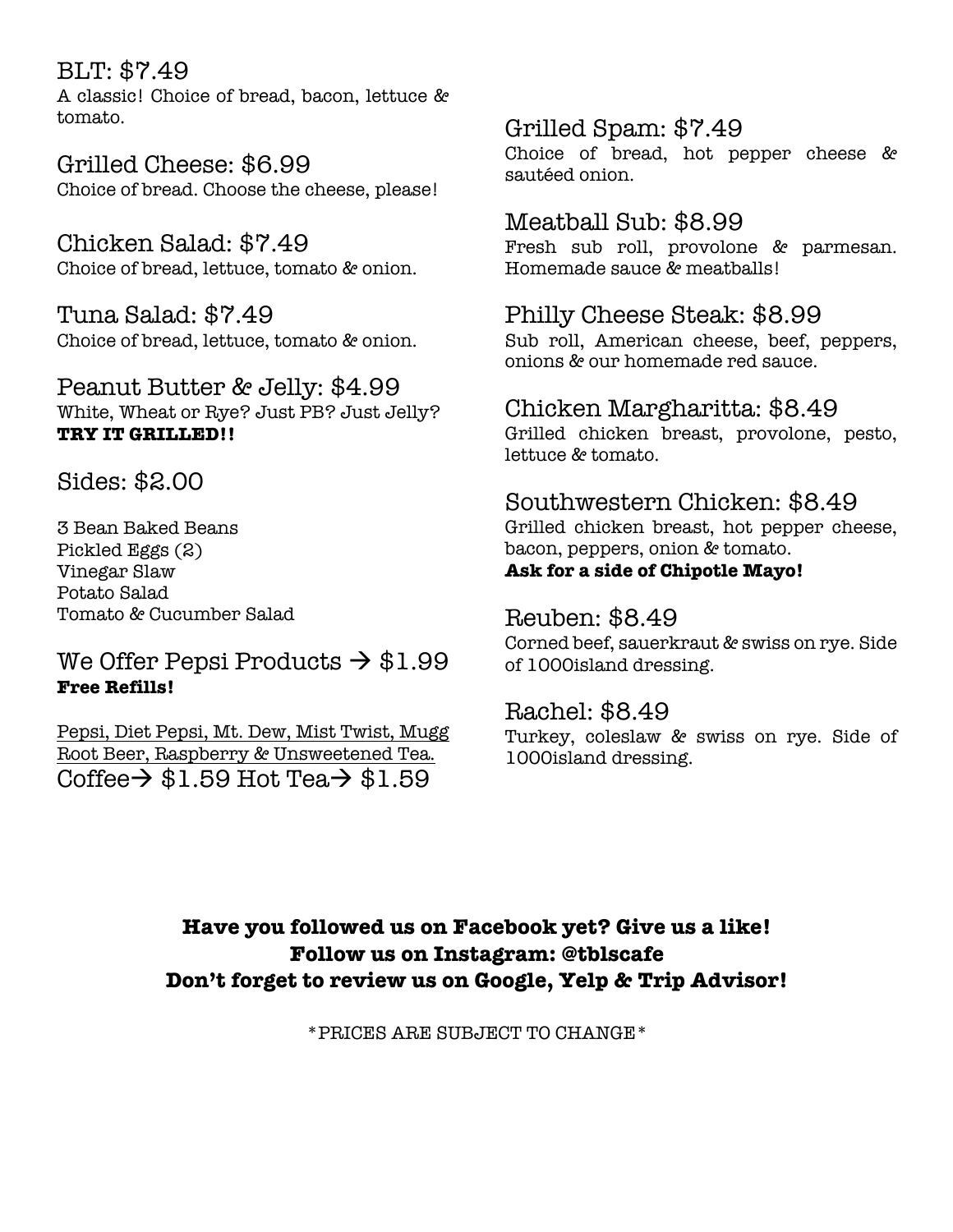## BLT: $7.49

A classic! Choice of bread, bacon, lettuce & tomato.

## Grilled Cheese: $6.99

Choice of bread. Choose the cheese, please!

## Chicken Salad: $7.49

Choice of bread, lettuce, tomato & onion.

## Tuna Salad: $7.49

Choice of bread, lettuce, tomato & onion.

## Peanut Butter & Jelly: $4.99

White, Wheat or Rye? Just PB? Just Jelly?
**TRY IT GRILLED!!**

## Sides: $2.00

3 Bean Baked Beans
Pickled Eggs (2)
Vinegar Slaw
Potato Salad
Tomato & Cucumber Salad

## We Offer Pepsi Products → $1.99

**Free Refills!**

Pepsi, Diet Pepsi, Mt. Dew, Mist Twist, Mugg Root Beer, Raspberry & Unsweetened Tea.

Coffee→ $1.59 Hot Tea→ $1.59

## Grilled Spam: $7.49

Choice of bread, hot pepper cheese & sautéed onion.

## Meatball Sub: $8.99

Fresh sub roll, provolone & parmesan. Homemade sauce & meatballs!

## Philly Cheese Steak: $8.99

Sub roll, American cheese, beef, peppers, onions & our homemade red sauce.

## Chicken Margharitta: $8.49

Grilled chicken breast, provolone, pesto, lettuce & tomato.

## Southwestern Chicken: $8.49

Grilled chicken breast, hot pepper cheese, bacon, peppers, onion & tomato.
**Ask for a side of Chipotle Mayo!**

## Reuben: $8.49

Corned beef, sauerkraut & swiss on rye. Side of 1000island dressing.

## Rachel: $8.49

Turkey, coleslaw & swiss on rye. Side of 1000island dressing.

**Have you followed us on Facebook yet? Give us a like!**
**Follow us on Instagram: @tblscafe**
**Don't forget to review us on Google, Yelp & Trip Advisor!**

*PRICES ARE SUBJECT TO CHANGE*